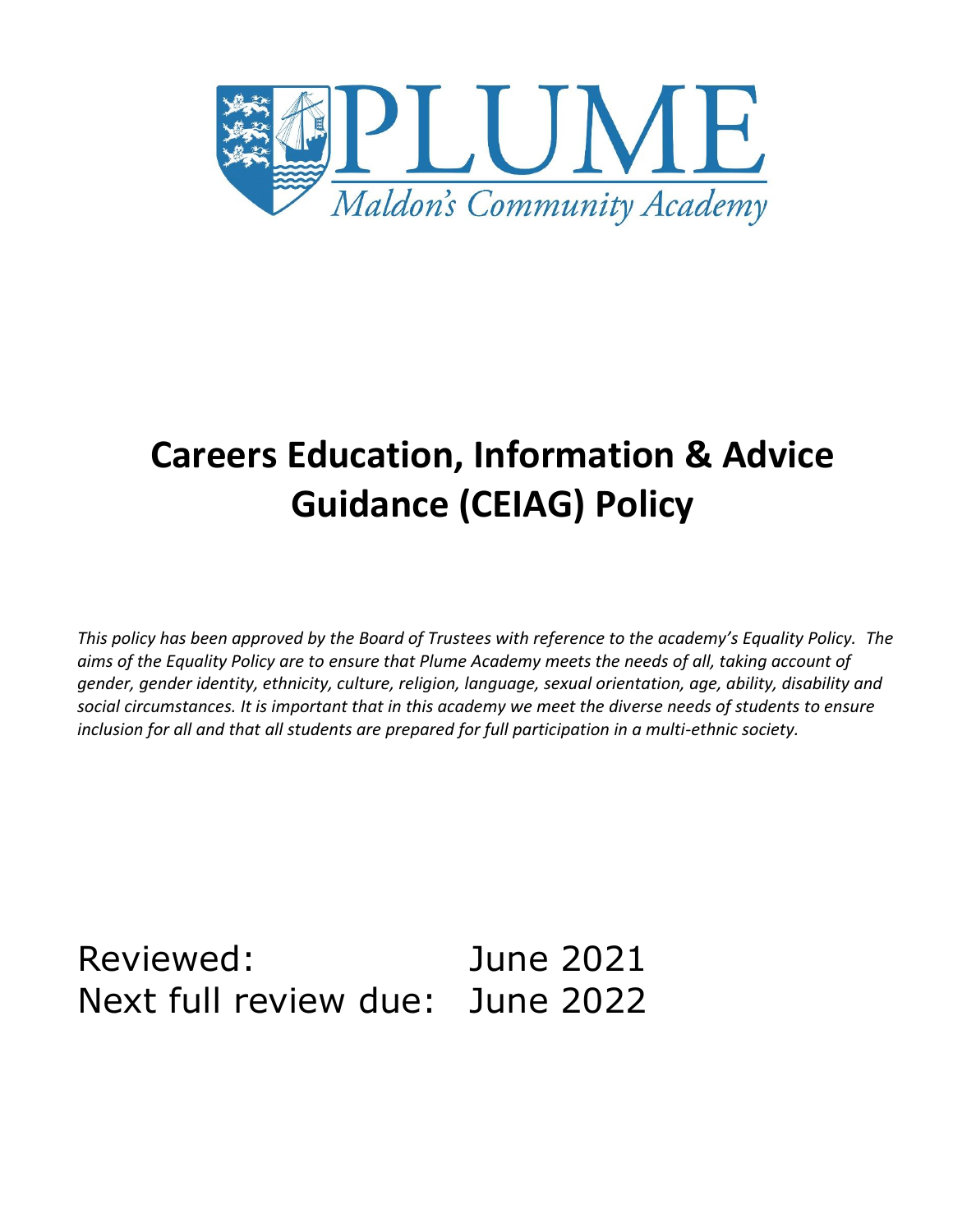PLUME

*Maldon's Community Academy*

# Careers Education, Information & Advice Guidance (CEIAG) Policy

*This policy has been approved by the Board of Trustees with reference to the academy's Equality Policy. The aims of the Equality Policy are to ensure that Plume Academy meets the needs of all, taking account of gender, gender identity, ethnicity, culture, religion, language, sexual orientation, age, ability, disability and social circumstances. It is important that in this academy we meet the diverse needs of students to ensure inclusion for all and that all students are prepared for full participation in a multi-ethnic society.*

Reviewed: June 2021
Next full review due: June 2022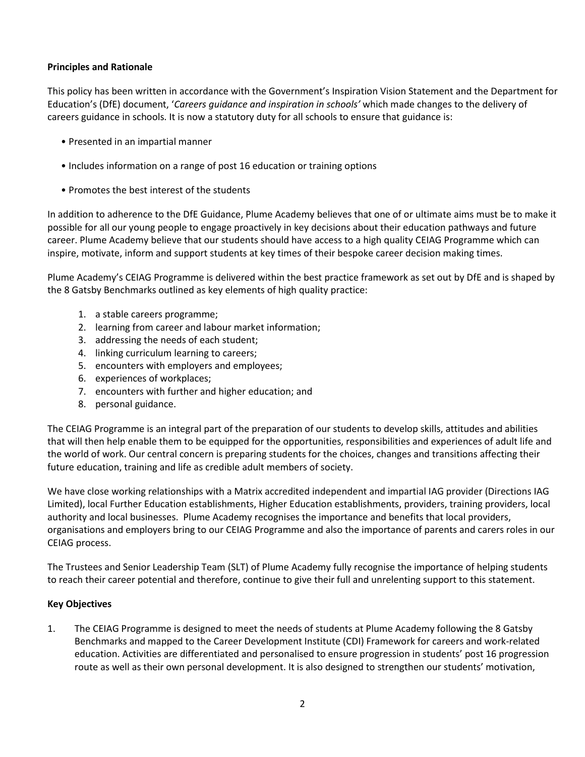**Principles and Rationale**

This policy has been written in accordance with the Government's Inspiration Vision Statement and the Department for Education's (DfE) document, '*Careers guidance and inspiration in schools'* which made changes to the delivery of careers guidance in schools. It is now a statutory duty for all schools to ensure that guidance is:

- Presented in an impartial manner
- Includes information on a range of post 16 education or training options
- Promotes the best interest of the students

In addition to adherence to the DfE Guidance, Plume Academy believes that one of or ultimate aims must be to make it possible for all our young people to engage proactively in key decisions about their education pathways and future career. Plume Academy believe that our students should have access to a high quality CEIAG Programme which can inspire, motivate, inform and support students at key times of their bespoke career decision making times.

Plume Academy's CEIAG Programme is delivered within the best practice framework as set out by DfE and is shaped by the 8 Gatsby Benchmarks outlined as key elements of high quality practice:

1. a stable careers programme;
2. learning from career and labour market information;
3. addressing the needs of each student;
4. linking curriculum learning to careers;
5. encounters with employers and employees;
6. experiences of workplaces;
7. encounters with further and higher education; and
8. personal guidance.

The CEIAG Programme is an integral part of the preparation of our students to develop skills, attitudes and abilities that will then help enable them to be equipped for the opportunities, responsibilities and experiences of adult life and the world of work. Our central concern is preparing students for the choices, changes and transitions affecting their future education, training and life as credible adult members of society.

We have close working relationships with a Matrix accredited independent and impartial IAG provider (Directions IAG Limited), local Further Education establishments, Higher Education establishments, providers, training providers, local authority and local businesses. Plume Academy recognises the importance and benefits that local providers, organisations and employers bring to our CEIAG Programme and also the importance of parents and carers roles in our CEIAG process.

The Trustees and Senior Leadership Team (SLT) of Plume Academy fully recognise the importance of helping students to reach their career potential and therefore, continue to give their full and unrelenting support to this statement.

**Key Objectives**

1. The CEIAG Programme is designed to meet the needs of students at Plume Academy following the 8 Gatsby Benchmarks and mapped to the Career Development Institute (CDI) Framework for careers and work-related education. Activities are differentiated and personalised to ensure progression in students' post 16 progression route as well as their own personal development. It is also designed to strengthen our students' motivation,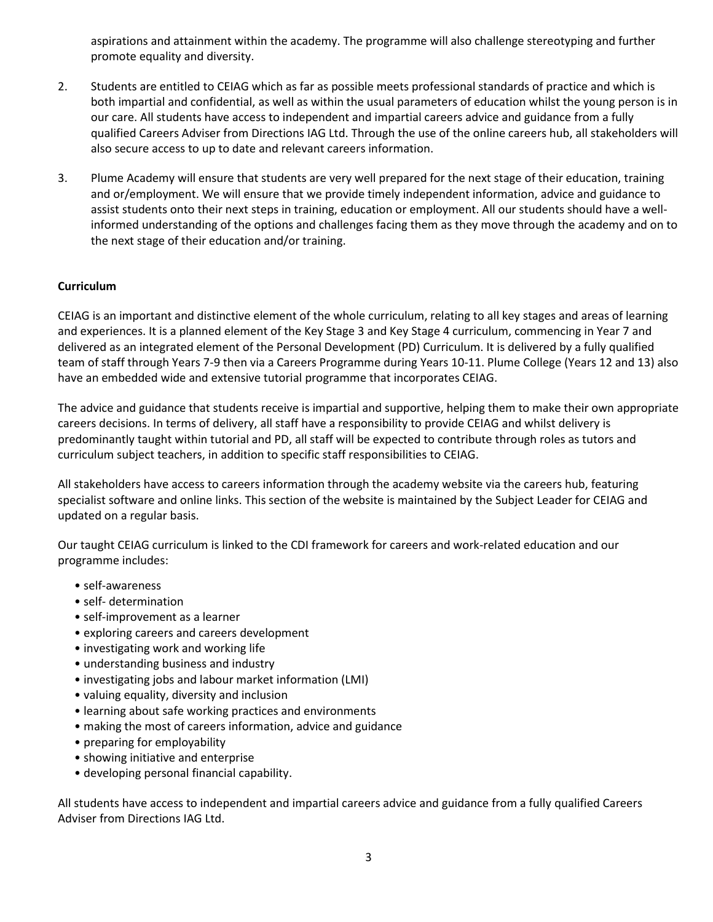aspirations and attainment within the academy. The programme will also challenge stereotyping and further promote equality and diversity.

2. Students are entitled to CEIAG which as far as possible meets professional standards of practice and which is both impartial and confidential, as well as within the usual parameters of education whilst the young person is in our care. All students have access to independent and impartial careers advice and guidance from a fully qualified Careers Adviser from Directions IAG Ltd. Through the use of the online careers hub, all stakeholders will also secure access to up to date and relevant careers information.

3. Plume Academy will ensure that students are very well prepared for the next stage of their education, training and or/employment. We will ensure that we provide timely independent information, advice and guidance to assist students onto their next steps in training, education or employment. All our students should have a well-informed understanding of the options and challenges facing them as they move through the academy and on to the next stage of their education and/or training.

**Curriculum**

CEIAG is an important and distinctive element of the whole curriculum, relating to all key stages and areas of learning and experiences. It is a planned element of the Key Stage 3 and Key Stage 4 curriculum, commencing in Year 7 and delivered as an integrated element of the Personal Development (PD) Curriculum. It is delivered by a fully qualified team of staff through Years 7-9 then via a Careers Programme during Years 10-11. Plume College (Years 12 and 13) also have an embedded wide and extensive tutorial programme that incorporates CEIAG.

The advice and guidance that students receive is impartial and supportive, helping them to make their own appropriate careers decisions. In terms of delivery, all staff have a responsibility to provide CEIAG and whilst delivery is predominantly taught within tutorial and PD, all staff will be expected to contribute through roles as tutors and curriculum subject teachers, in addition to specific staff responsibilities to CEIAG.

All stakeholders have access to careers information through the academy website via the careers hub, featuring specialist software and online links. This section of the website is maintained by the Subject Leader for CEIAG and updated on a regular basis.

Our taught CEIAG curriculum is linked to the CDI framework for careers and work-related education and our programme includes:

- self-awareness
- self- determination
- self-improvement as a learner
- exploring careers and careers development
- investigating work and working life
- understanding business and industry
- investigating jobs and labour market information (LMI)
- valuing equality, diversity and inclusion
- learning about safe working practices and environments
- making the most of careers information, advice and guidance
- preparing for employability
- showing initiative and enterprise
- developing personal financial capability.

All students have access to independent and impartial careers advice and guidance from a fully qualified Careers Adviser from Directions IAG Ltd.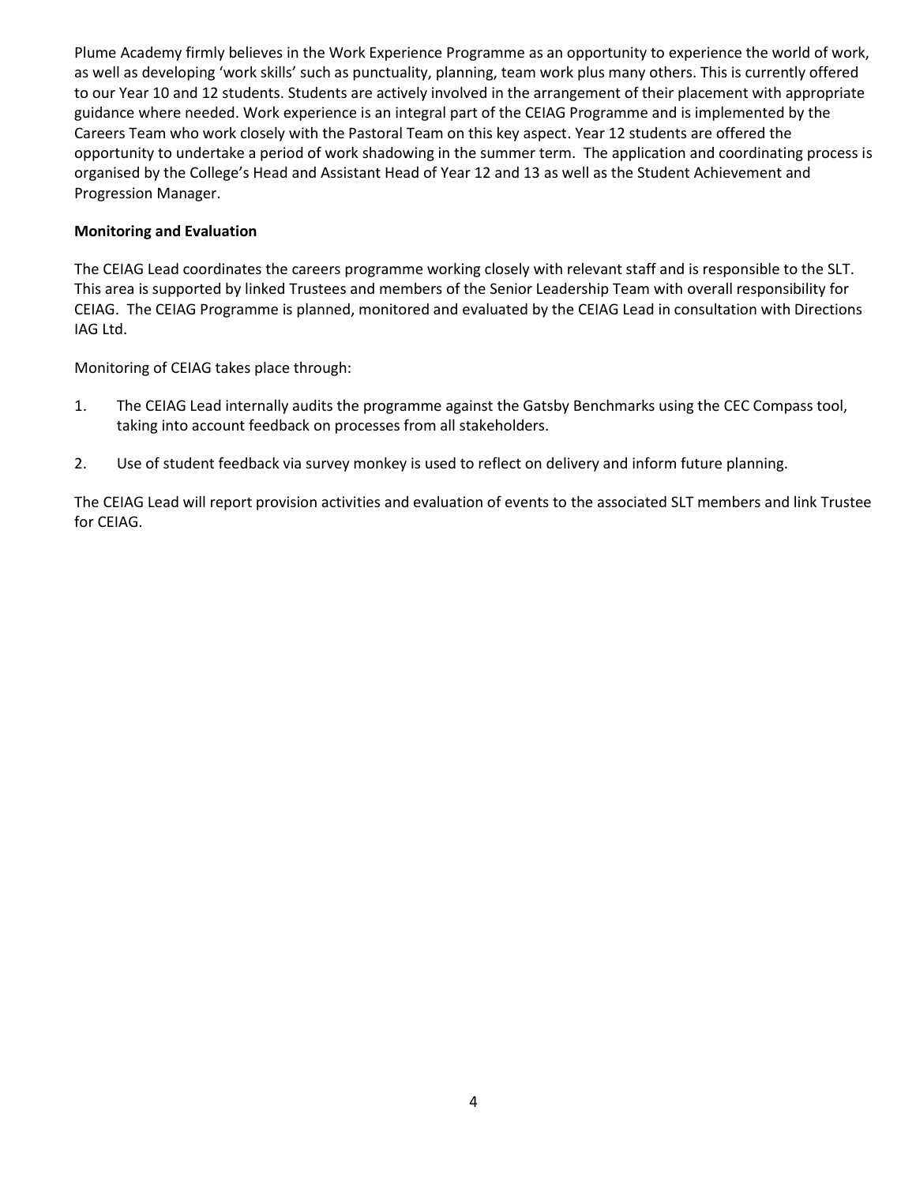Plume Academy firmly believes in the Work Experience Programme as an opportunity to experience the world of work, as well as developing 'work skills' such as punctuality, planning, team work plus many others. This is currently offered to our Year 10 and 12 students. Students are actively involved in the arrangement of their placement with appropriate guidance where needed. Work experience is an integral part of the CEIAG Programme and is implemented by the Careers Team who work closely with the Pastoral Team on this key aspect. Year 12 students are offered the opportunity to undertake a period of work shadowing in the summer term. The application and coordinating process is organised by the College's Head and Assistant Head of Year 12 and 13 as well as the Student Achievement and Progression Manager.

**Monitoring and Evaluation**

The CEIAG Lead coordinates the careers programme working closely with relevant staff and is responsible to the SLT. This area is supported by linked Trustees and members of the Senior Leadership Team with overall responsibility for CEIAG. The CEIAG Programme is planned, monitored and evaluated by the CEIAG Lead in consultation with Directions IAG Ltd.

Monitoring of CEIAG takes place through:

1. The CEIAG Lead internally audits the programme against the Gatsby Benchmarks using the CEC Compass tool, taking into account feedback on processes from all stakeholders.
2. Use of student feedback via survey monkey is used to reflect on delivery and inform future planning.

The CEIAG Lead will report provision activities and evaluation of events to the associated SLT members and link Trustee for CEIAG.